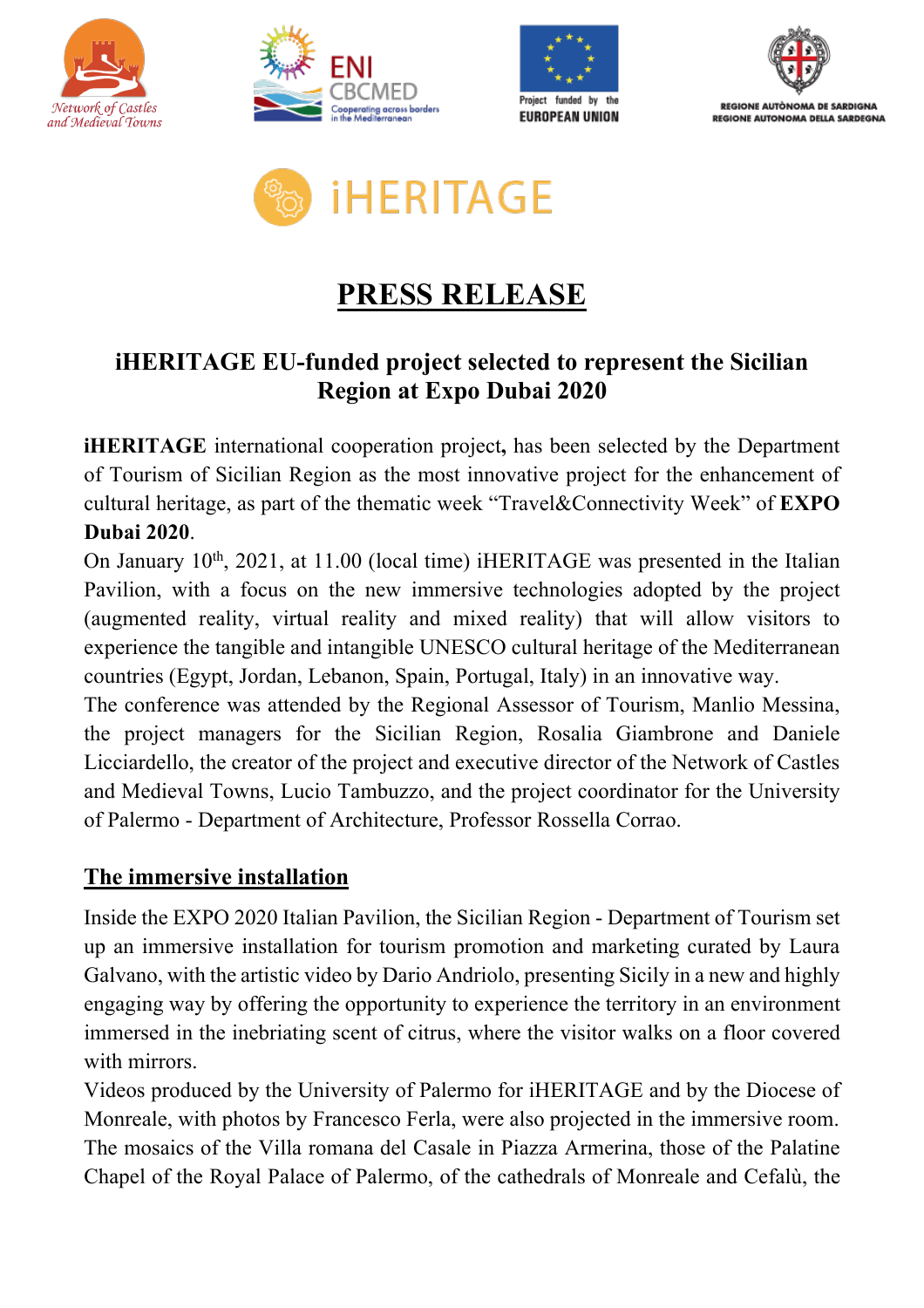Network of Castles and Medieval Towns

ENI CBCMED Cooperating across borders in the Mediterranean

Project funded by the EUROPEAN UNION

REGIONE AUTÒNOMA DE SARDIGNA
REGIONE AUTONOMA DELLA SARDEGNA

iHERITAGE

# PRESS RELEASE

## iHERITAGE EU-funded project selected to represent the Sicilian Region at Expo Dubai 2020

**iHERITAGE** international cooperation project**,** has been selected by the Department of Tourism of Sicilian Region as the most innovative project for the enhancement of cultural heritage, as part of the thematic week "Travel&Connectivity Week" of **EXPO Dubai 2020**.

On January 10th, 2021, at 11.00 (local time) iHERITAGE was presented in the Italian Pavilion, with a focus on the new immersive technologies adopted by the project (augmented reality, virtual reality and mixed reality) that will allow visitors to experience the tangible and intangible UNESCO cultural heritage of the Mediterranean countries (Egypt, Jordan, Lebanon, Spain, Portugal, Italy) in an innovative way.

The conference was attended by the Regional Assessor of Tourism, Manlio Messina, the project managers for the Sicilian Region, Rosalia Giambrone and Daniele Licciardello, the creator of the project and executive director of the Network of Castles and Medieval Towns, Lucio Tambuzzo, and the project coordinator for the University of Palermo - Department of Architecture, Professor Rossella Corrao.

## The immersive installation

Inside the EXPO 2020 Italian Pavilion, the Sicilian Region - Department of Tourism set up an immersive installation for tourism promotion and marketing curated by Laura Galvano, with the artistic video by Dario Andriolo, presenting Sicily in a new and highly engaging way by offering the opportunity to experience the territory in an environment immersed in the inebriating scent of citrus, where the visitor walks on a floor covered with mirrors.

Videos produced by the University of Palermo for iHERITAGE and by the Diocese of Monreale, with photos by Francesco Ferla, were also projected in the immersive room. The mosaics of the Villa romana del Casale in Piazza Armerina, those of the Palatine Chapel of the Royal Palace of Palermo, of the cathedrals of Monreale and Cefalù, the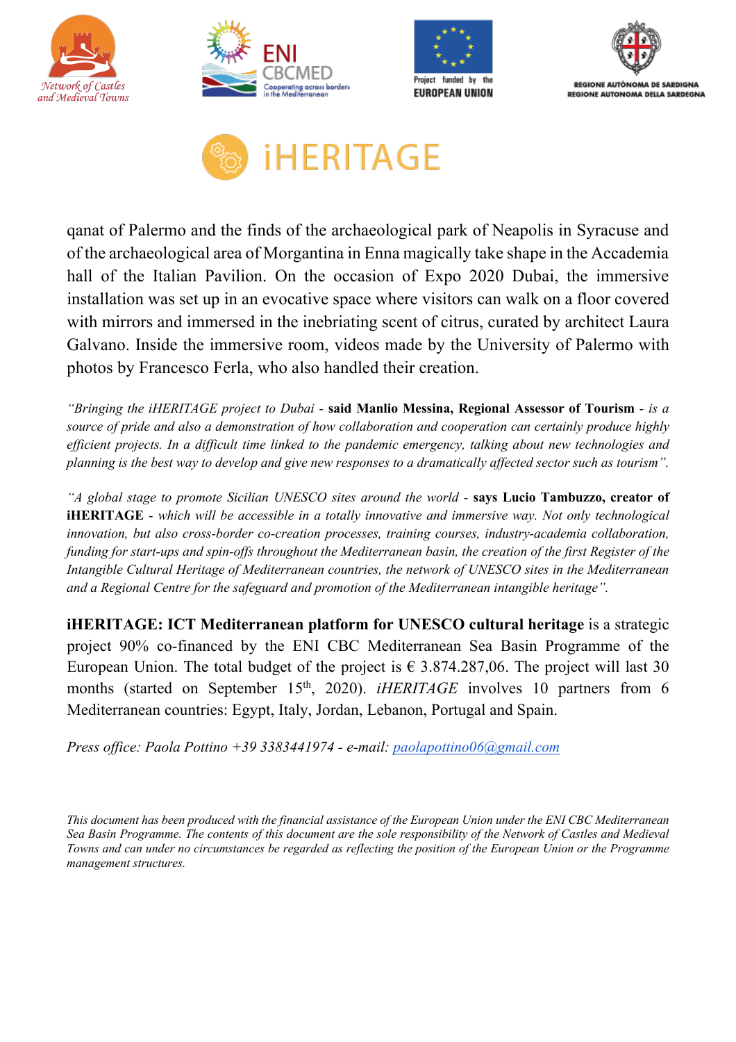qanat of Palermo and the finds of the archaeological park of Neapolis in Syracuse and of the archaeological area of Morgantina in Enna magically take shape in the Accademia hall of the Italian Pavilion. On the occasion of Expo 2020 Dubai, the immersive installation was set up in an evocative space where visitors can walk on a floor covered with mirrors and immersed in the inebriating scent of citrus, curated by architect Laura Galvano. Inside the immersive room, videos made by the University of Palermo with photos by Francesco Ferla, who also handled their creation.

*"Bringing the iHERITAGE project to Dubai* - **said Manlio Messina, Regional Assessor of Tourism** - *is a source of pride and also a demonstration of how collaboration and cooperation can certainly produce highly efficient projects. In a difficult time linked to the pandemic emergency, talking about new technologies and planning is the best way to develop and give new responses to a dramatically affected sector such as tourism".*

*"A global stage to promote Sicilian UNESCO sites around the world* - **says Lucio Tambuzzo, creator of iHERITAGE** - *which will be accessible in a totally innovative and immersive way. Not only technological innovation, but also cross-border co-creation processes, training courses, industry-academia collaboration, funding for start-ups and spin-offs throughout the Mediterranean basin, the creation of the first Register of the Intangible Cultural Heritage of Mediterranean countries, the network of UNESCO sites in the Mediterranean and a Regional Centre for the safeguard and promotion of the Mediterranean intangible heritage".*

**iHERITAGE: ICT Mediterranean platform for UNESCO cultural heritage** is a strategic project 90% co-financed by the ENI CBC Mediterranean Sea Basin Programme of the European Union. The total budget of the project is € 3.874.287,06. The project will last 30 months (started on September 15th, 2020). *iHERITAGE* involves 10 partners from 6 Mediterranean countries: Egypt, Italy, Jordan, Lebanon, Portugal and Spain.

*Press office: Paola Pottino +39 3383441974 - e-mail: paolapottino06@gmail.com*

*This document has been produced with the financial assistance of the European Union under the ENI CBC Mediterranean Sea Basin Programme. The contents of this document are the sole responsibility of the Network of Castles and Medieval Towns and can under no circumstances be regarded as reflecting the position of the European Union or the Programme management structures.*